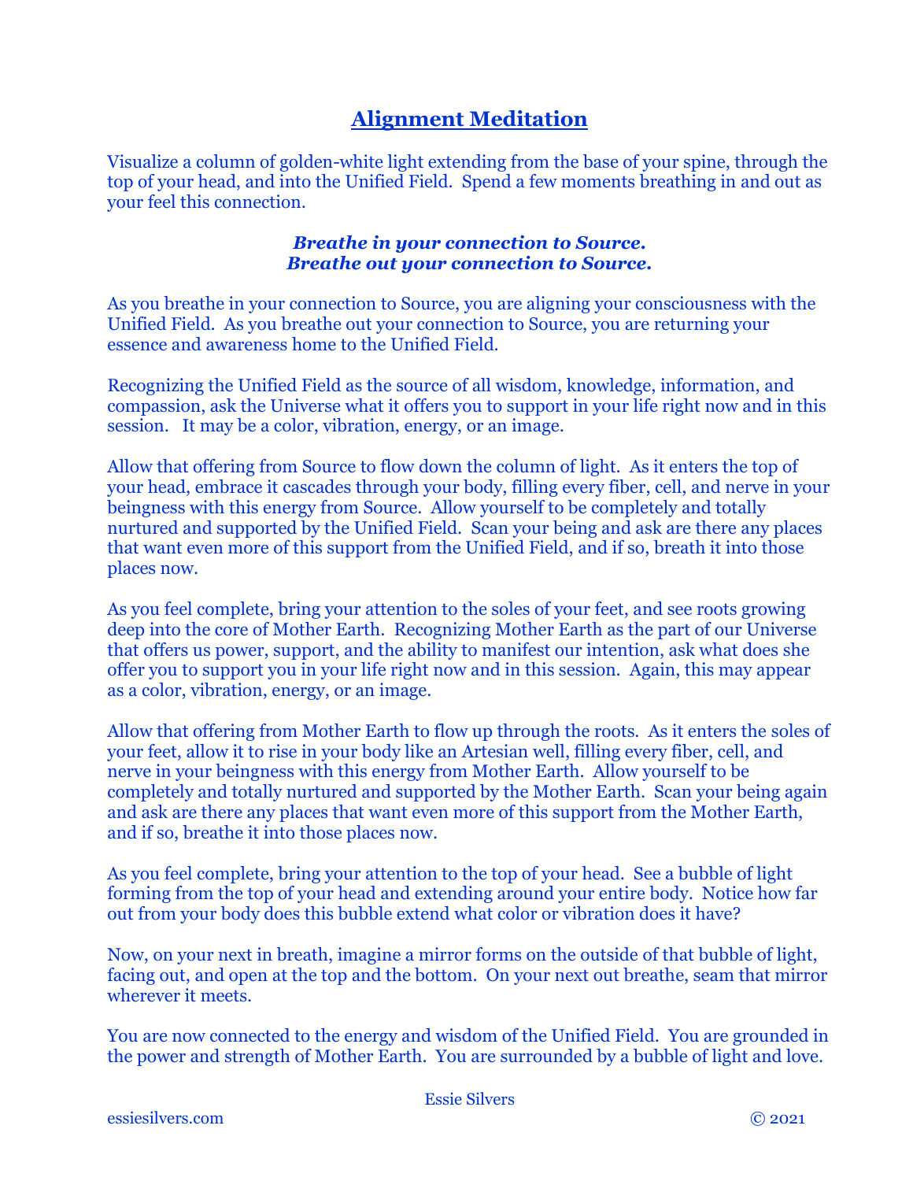# Alignment Meditation

Visualize a column of golden-white light extending from the base of your spine, through the top of your head, and into the Unified Field. Spend a few moments breathing in and out as your feel this connection.

***Breathe in your connection to Source.***
***Breathe out your connection to Source.***

As you breathe in your connection to Source, you are aligning your consciousness with the Unified Field. As you breathe out your connection to Source, you are returning your essence and awareness home to the Unified Field.

Recognizing the Unified Field as the source of all wisdom, knowledge, information, and compassion, ask the Universe what it offers you to support in your life right now and in this session. It may be a color, vibration, energy, or an image.

Allow that offering from Source to flow down the column of light. As it enters the top of your head, embrace it cascades through your body, filling every fiber, cell, and nerve in your beingness with this energy from Source. Allow yourself to be completely and totally nurtured and supported by the Unified Field. Scan your being and ask are there any places that want even more of this support from the Unified Field, and if so, breath it into those places now.

As you feel complete, bring your attention to the soles of your feet, and see roots growing deep into the core of Mother Earth. Recognizing Mother Earth as the part of our Universe that offers us power, support, and the ability to manifest our intention, ask what does she offer you to support you in your life right now and in this session. Again, this may appear as a color, vibration, energy, or an image.

Allow that offering from Mother Earth to flow up through the roots. As it enters the soles of your feet, allow it to rise in your body like an Artesian well, filling every fiber, cell, and nerve in your beingness with this energy from Mother Earth. Allow yourself to be completely and totally nurtured and supported by the Mother Earth. Scan your being again and ask are there any places that want even more of this support from the Mother Earth, and if so, breathe it into those places now.

As you feel complete, bring your attention to the top of your head. See a bubble of light forming from the top of your head and extending around your entire body. Notice how far out from your body does this bubble extend what color or vibration does it have?

Now, on your next in breath, imagine a mirror forms on the outside of that bubble of light, facing out, and open at the top and the bottom. On your next out breathe, seam that mirror wherever it meets.

You are now connected to the energy and wisdom of the Unified Field. You are grounded in the power and strength of Mother Earth. You are surrounded by a bubble of light and love.

Essie Silvers

essiesilvers.com © 2021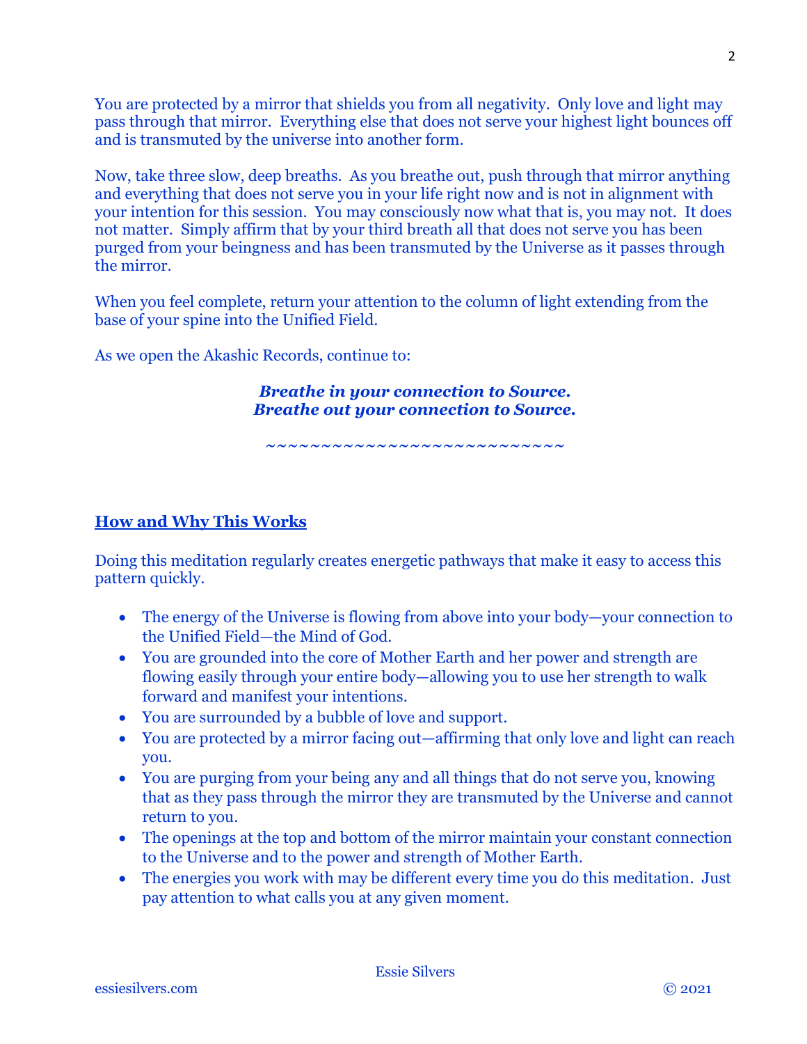You are protected by a mirror that shields you from all negativity. Only love and light may pass through that mirror. Everything else that does not serve your highest light bounces off and is transmuted by the universe into another form.

Now, take three slow, deep breaths. As you breathe out, push through that mirror anything and everything that does not serve you in your life right now and is not in alignment with your intention for this session. You may consciously now what that is, you may not. It does not matter. Simply affirm that by your third breath all that does not serve you has been purged from your beingness and has been transmuted by the Universe as it passes through the mirror.

When you feel complete, return your attention to the column of light extending from the base of your spine into the Unified Field.

As we open the Akashic Records, continue to:

***Breathe in your connection to Source.***
***Breathe out your connection to Source.***

~~~~~~~~~~~~~~~~~~~~~~~~~~~~

## How and Why This Works

Doing this meditation regularly creates energetic pathways that make it easy to access this pattern quickly.

- The energy of the Universe is flowing from above into your body—your connection to the Unified Field—the Mind of God.
- You are grounded into the core of Mother Earth and her power and strength are flowing easily through your entire body—allowing you to use her strength to walk forward and manifest your intentions.
- You are surrounded by a bubble of love and support.
- You are protected by a mirror facing out—affirming that only love and light can reach you.
- You are purging from your being any and all things that do not serve you, knowing that as they pass through the mirror they are transmuted by the Universe and cannot return to you.
- The openings at the top and bottom of the mirror maintain your constant connection to the Universe and to the power and strength of Mother Earth.
- The energies you work with may be different every time you do this meditation. Just pay attention to what calls you at any given moment.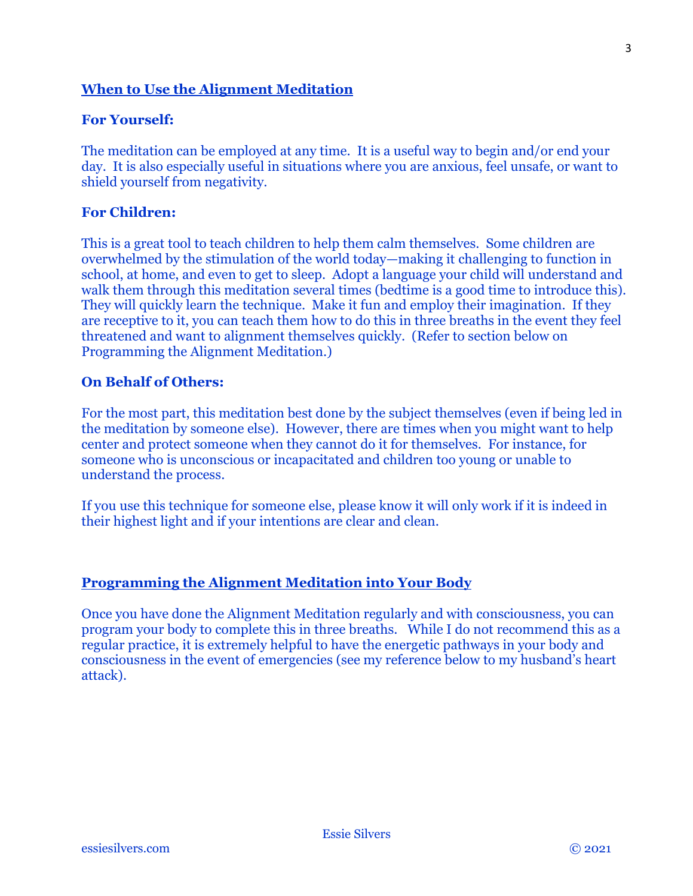## When to Use the Alignment Meditation

### For Yourself:

The meditation can be employed at any time. It is a useful way to begin and/or end your day. It is also especially useful in situations where you are anxious, feel unsafe, or want to shield yourself from negativity.

### For Children:

This is a great tool to teach children to help them calm themselves. Some children are overwhelmed by the stimulation of the world today—making it challenging to function in school, at home, and even to get to sleep. Adopt a language your child will understand and walk them through this meditation several times (bedtime is a good time to introduce this). They will quickly learn the technique. Make it fun and employ their imagination. If they are receptive to it, you can teach them how to do this in three breaths in the event they feel threatened and want to alignment themselves quickly. (Refer to section below on Programming the Alignment Meditation.)

### On Behalf of Others:

For the most part, this meditation best done by the subject themselves (even if being led in the meditation by someone else). However, there are times when you might want to help center and protect someone when they cannot do it for themselves. For instance, for someone who is unconscious or incapacitated and children too young or unable to understand the process.

If you use this technique for someone else, please know it will only work if it is indeed in their highest light and if your intentions are clear and clean.

## Programming the Alignment Meditation into Your Body

Once you have done the Alignment Meditation regularly and with consciousness, you can program your body to complete this in three breaths. While I do not recommend this as a regular practice, it is extremely helpful to have the energetic pathways in your body and consciousness in the event of emergencies (see my reference below to my husband's heart attack).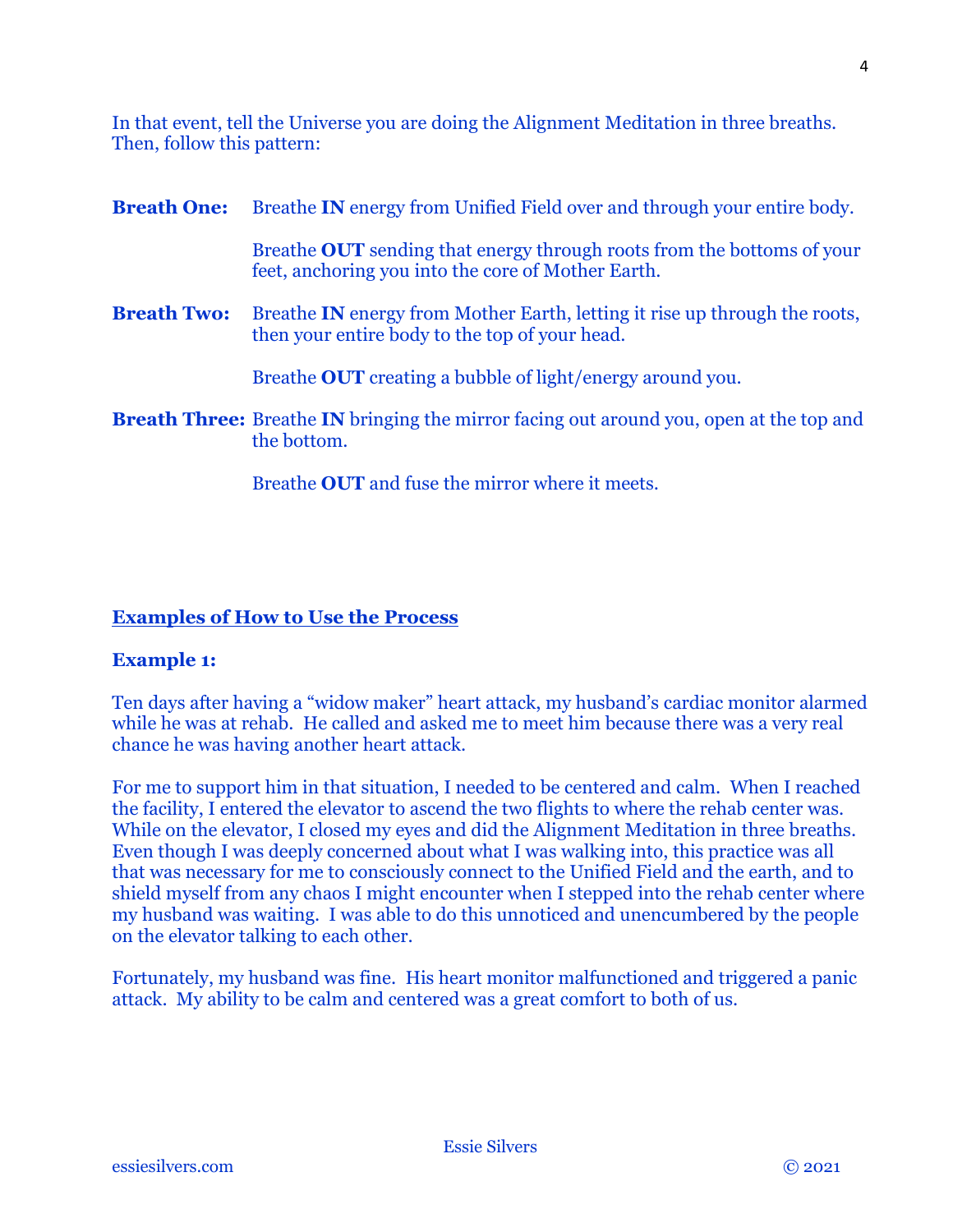In that event, tell the Universe you are doing the Alignment Meditation in three breaths. Then, follow this pattern:

**Breath One:** Breathe **IN** energy from Unified Field over and through your entire body.

Breathe **OUT** sending that energy through roots from the bottoms of your feet, anchoring you into the core of Mother Earth.

**Breath Two:** Breathe **IN** energy from Mother Earth, letting it rise up through the roots, then your entire body to the top of your head.

Breathe **OUT** creating a bubble of light/energy around you.

**Breath Three:** Breathe **IN** bringing the mirror facing out around you, open at the top and the bottom.

Breathe **OUT** and fuse the mirror where it meets.

## Examples of How to Use the Process

### Example 1:

Ten days after having a "widow maker" heart attack, my husband's cardiac monitor alarmed while he was at rehab. He called and asked me to meet him because there was a very real chance he was having another heart attack.

For me to support him in that situation, I needed to be centered and calm. When I reached the facility, I entered the elevator to ascend the two flights to where the rehab center was. While on the elevator, I closed my eyes and did the Alignment Meditation in three breaths. Even though I was deeply concerned about what I was walking into, this practice was all that was necessary for me to consciously connect to the Unified Field and the earth, and to shield myself from any chaos I might encounter when I stepped into the rehab center where my husband was waiting. I was able to do this unnoticed and unencumbered by the people on the elevator talking to each other.

Fortunately, my husband was fine. His heart monitor malfunctioned and triggered a panic attack. My ability to be calm and centered was a great comfort to both of us.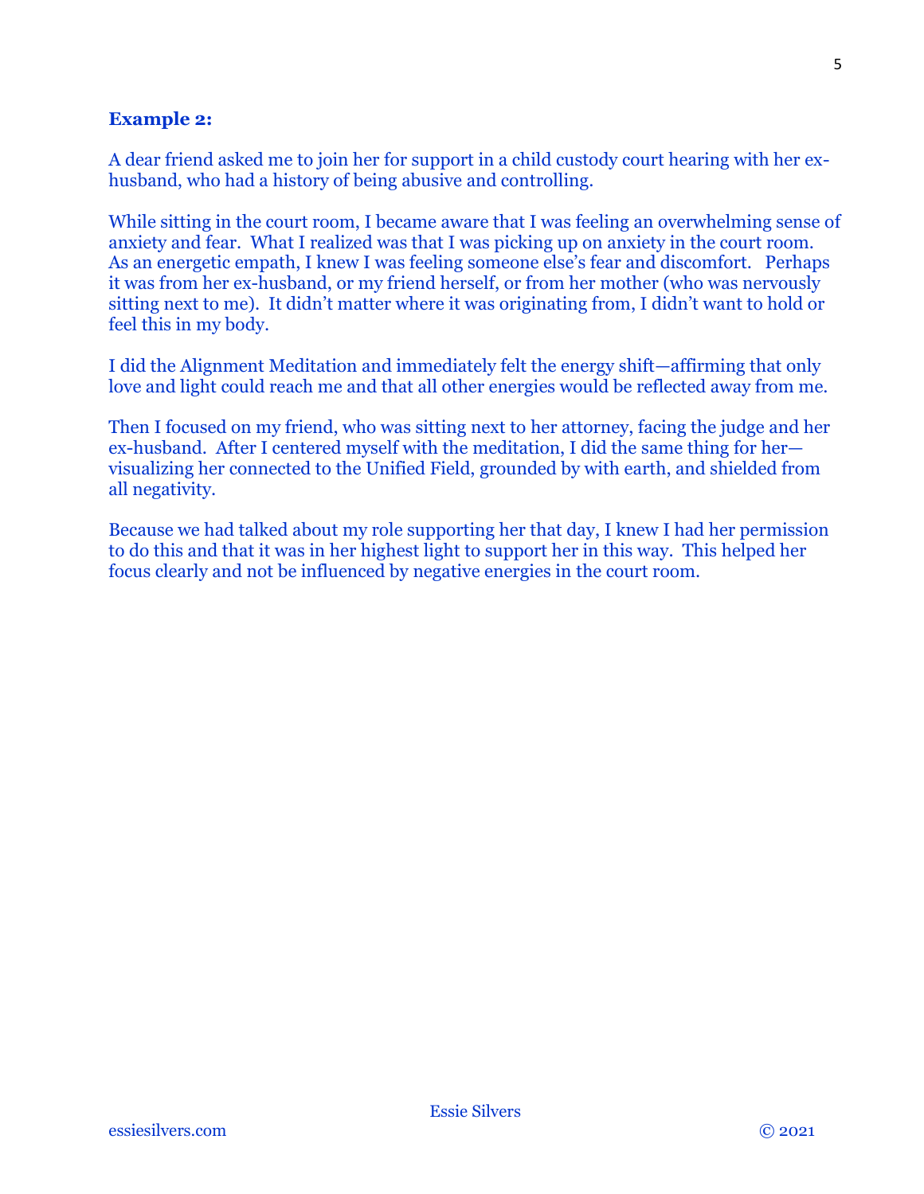**Example 2:**

A dear friend asked me to join her for support in a child custody court hearing with her ex-husband, who had a history of being abusive and controlling.

While sitting in the court room, I became aware that I was feeling an overwhelming sense of anxiety and fear. What I realized was that I was picking up on anxiety in the court room. As an energetic empath, I knew I was feeling someone else's fear and discomfort. Perhaps it was from her ex-husband, or my friend herself, or from her mother (who was nervously sitting next to me). It didn't matter where it was originating from, I didn't want to hold or feel this in my body.

I did the Alignment Meditation and immediately felt the energy shift—affirming that only love and light could reach me and that all other energies would be reflected away from me.

Then I focused on my friend, who was sitting next to her attorney, facing the judge and her ex-husband. After I centered myself with the meditation, I did the same thing for her—visualizing her connected to the Unified Field, grounded by with earth, and shielded from all negativity.

Because we had talked about my role supporting her that day, I knew I had her permission to do this and that it was in her highest light to support her in this way. This helped her focus clearly and not be influenced by negative energies in the court room.